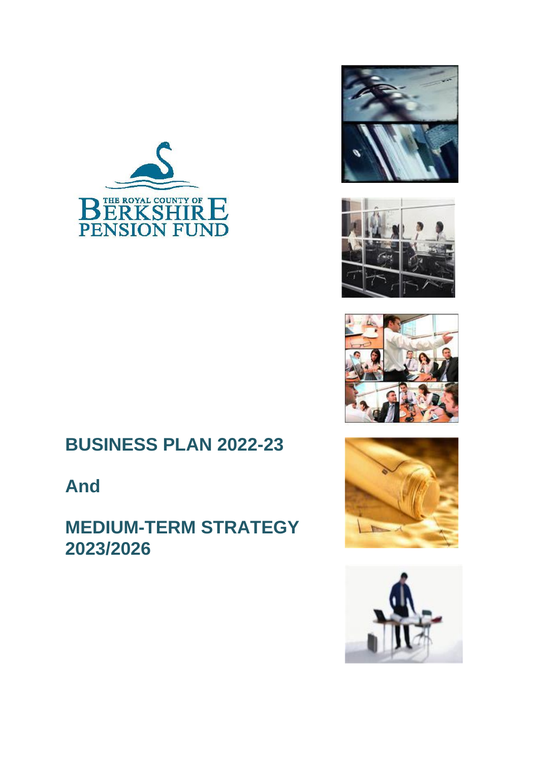THE ROYAL COUNTY OF BERKSHIRE PENSION FUND

# BUSINESS PLAN 2022-23

# And

# MEDIUM-TERM STRATEGY 2023/2026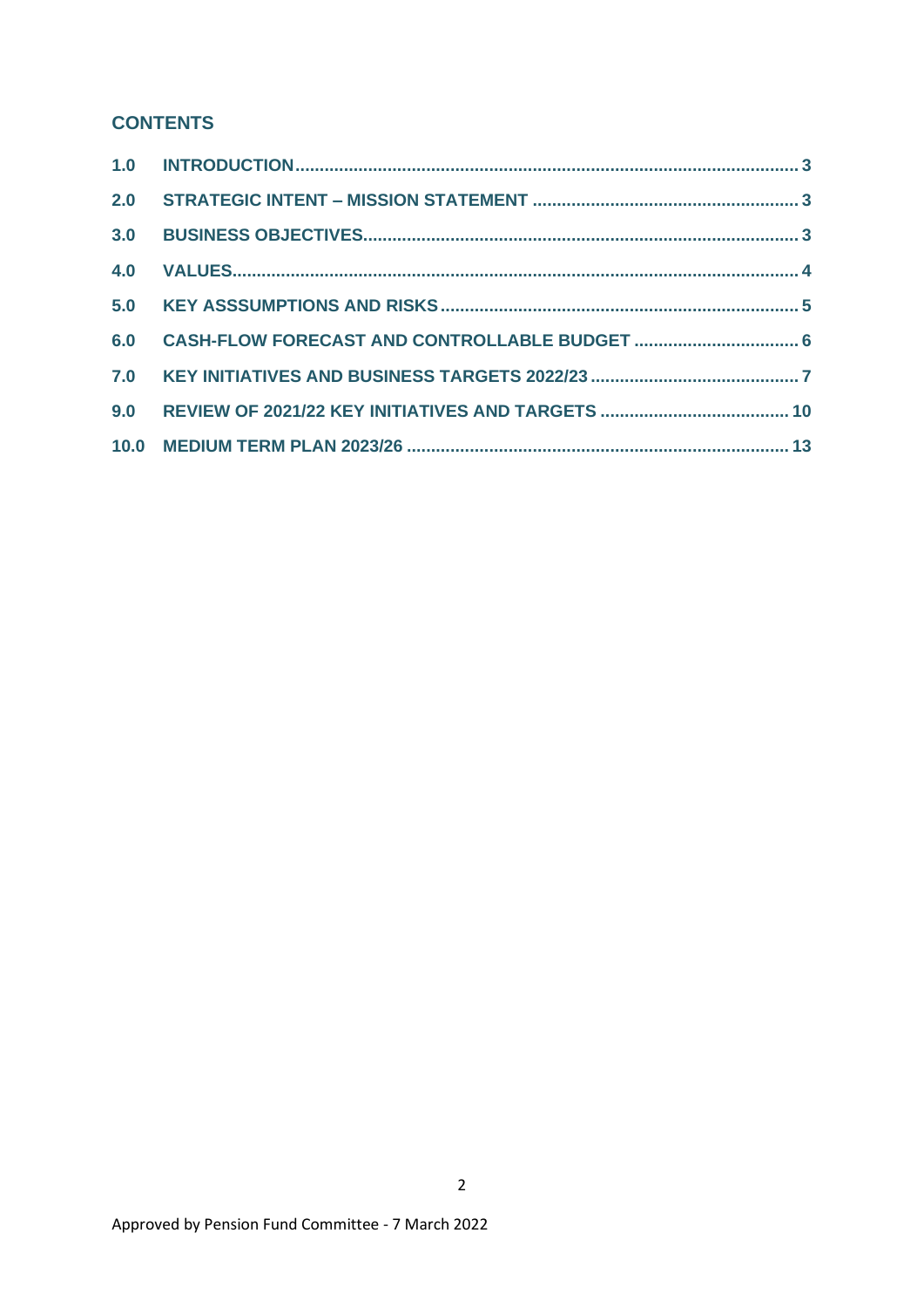## CONTENTS

| | | |
|---|---|---|
| 1.0 | INTRODUCTION | 3 |
| 2.0 | STRATEGIC INTENT – MISSION STATEMENT | 3 |
| 3.0 | BUSINESS OBJECTIVES | 3 |
| 4.0 | VALUES | 4 |
| 5.0 | KEY ASSSUMPTIONS AND RISKS | 5 |
| 6.0 | CASH-FLOW FORECAST AND CONTROLLABLE BUDGET | 6 |
| 7.0 | KEY INITIATIVES AND BUSINESS TARGETS 2022/23 | 7 |
| 9.0 | REVIEW OF 2021/22 KEY INITIATIVES AND TARGETS | 10 |
| 10.0 | MEDIUM TERM PLAN 2023/26 | 13 |

Approved by Pension Fund Committee - 7 March 2022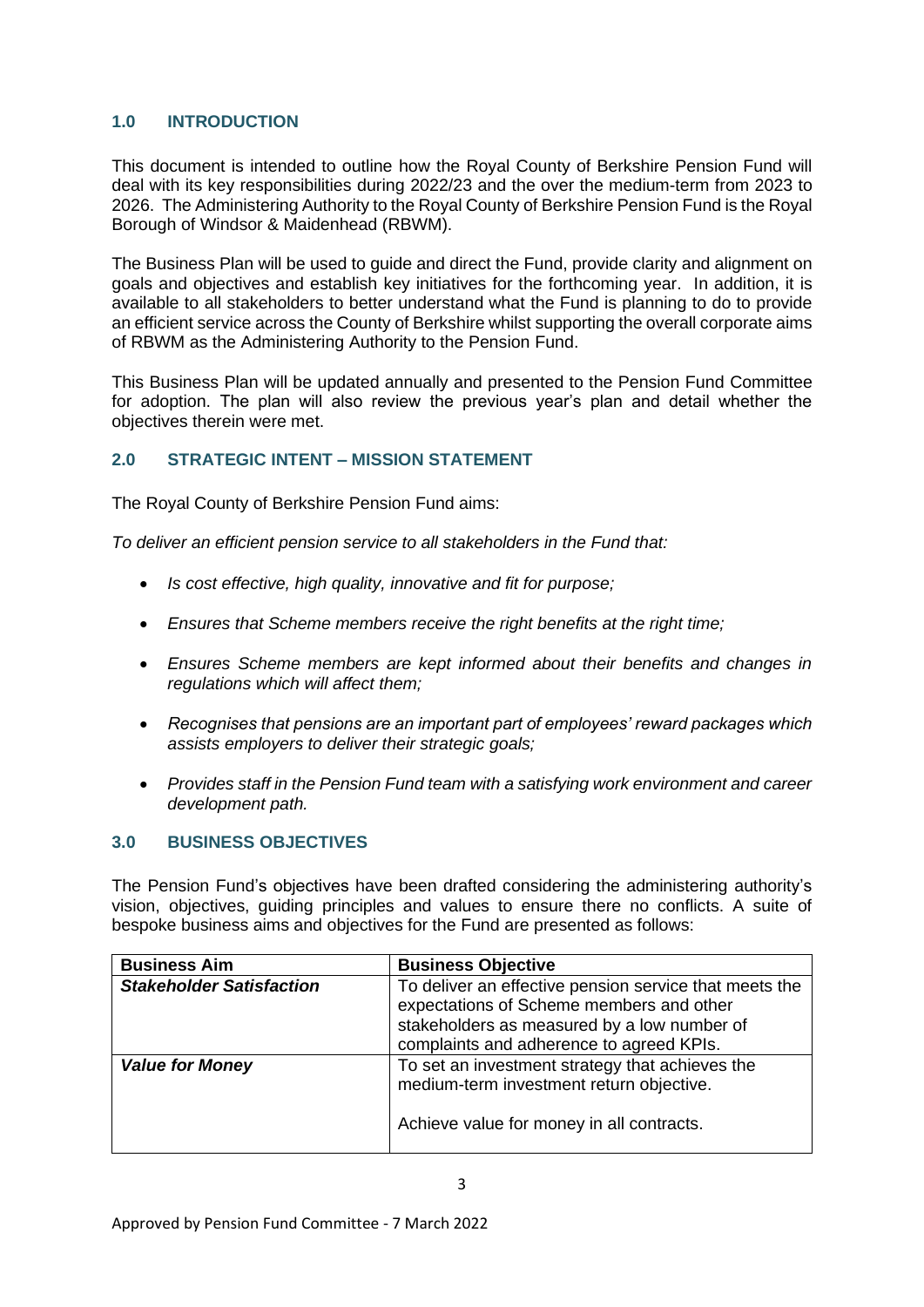## 1.0 INTRODUCTION

This document is intended to outline how the Royal County of Berkshire Pension Fund will deal with its key responsibilities during 2022/23 and the over the medium-term from 2023 to 2026. The Administering Authority to the Royal County of Berkshire Pension Fund is the Royal Borough of Windsor & Maidenhead (RBWM).

The Business Plan will be used to guide and direct the Fund, provide clarity and alignment on goals and objectives and establish key initiatives for the forthcoming year. In addition, it is available to all stakeholders to better understand what the Fund is planning to do to provide an efficient service across the County of Berkshire whilst supporting the overall corporate aims of RBWM as the Administering Authority to the Pension Fund.

This Business Plan will be updated annually and presented to the Pension Fund Committee for adoption. The plan will also review the previous year's plan and detail whether the objectives therein were met.

## 2.0 STRATEGIC INTENT – MISSION STATEMENT

The Royal County of Berkshire Pension Fund aims:

*To deliver an efficient pension service to all stakeholders in the Fund that:*

- *Is cost effective, high quality, innovative and fit for purpose;*
- *Ensures that Scheme members receive the right benefits at the right time;*
- *Ensures Scheme members are kept informed about their benefits and changes in regulations which will affect them;*
- *Recognises that pensions are an important part of employees' reward packages which assists employers to deliver their strategic goals;*
- *Provides staff in the Pension Fund team with a satisfying work environment and career development path.*

## 3.0 BUSINESS OBJECTIVES

The Pension Fund's objectives have been drafted considering the administering authority's vision, objectives, guiding principles and values to ensure there no conflicts. A suite of bespoke business aims and objectives for the Fund are presented as follows:

| Business Aim | Business Objective |
|---|---|
| ***Stakeholder Satisfaction*** | To deliver an effective pension service that meets the expectations of Scheme members and other stakeholders as measured by a low number of complaints and adherence to agreed KPIs. |
| ***Value for Money*** | To set an investment strategy that achieves the medium-term investment return objective.<br><br>Achieve value for money in all contracts. |

Approved by Pension Fund Committee - 7 March 2022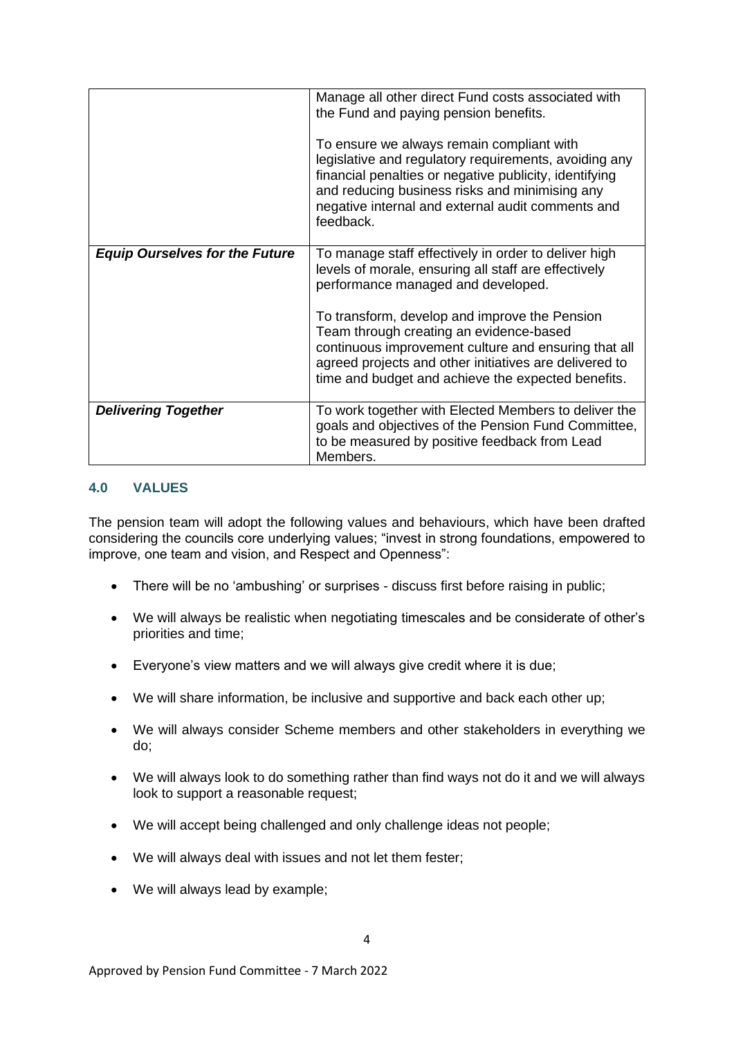| | |
|---|---|
| | Manage all other direct Fund costs associated with the Fund and paying pension benefits.<br><br>To ensure we always remain compliant with legislative and regulatory requirements, avoiding any financial penalties or negative publicity, identifying and reducing business risks and minimising any negative internal and external audit comments and feedback. |
| ***Equip Ourselves for the Future*** | To manage staff effectively in order to deliver high levels of morale, ensuring all staff are effectively performance managed and developed.<br><br>To transform, develop and improve the Pension Team through creating an evidence-based continuous improvement culture and ensuring that all agreed projects and other initiatives are delivered to time and budget and achieve the expected benefits. |
| ***Delivering Together*** | To work together with Elected Members to deliver the goals and objectives of the Pension Fund Committee, to be measured by positive feedback from Lead Members. |

## 4.0 VALUES

The pension team will adopt the following values and behaviours, which have been drafted considering the councils core underlying values; "invest in strong foundations, empowered to improve, one team and vision, and Respect and Openness":

- There will be no 'ambushing' or surprises - discuss first before raising in public;
- We will always be realistic when negotiating timescales and be considerate of other's priorities and time;
- Everyone's view matters and we will always give credit where it is due;
- We will share information, be inclusive and supportive and back each other up;
- We will always consider Scheme members and other stakeholders in everything we do;
- We will always look to do something rather than find ways not do it and we will always look to support a reasonable request;
- We will accept being challenged and only challenge ideas not people;
- We will always deal with issues and not let them fester;
- We will always lead by example;

Approved by Pension Fund Committee - 7 March 2022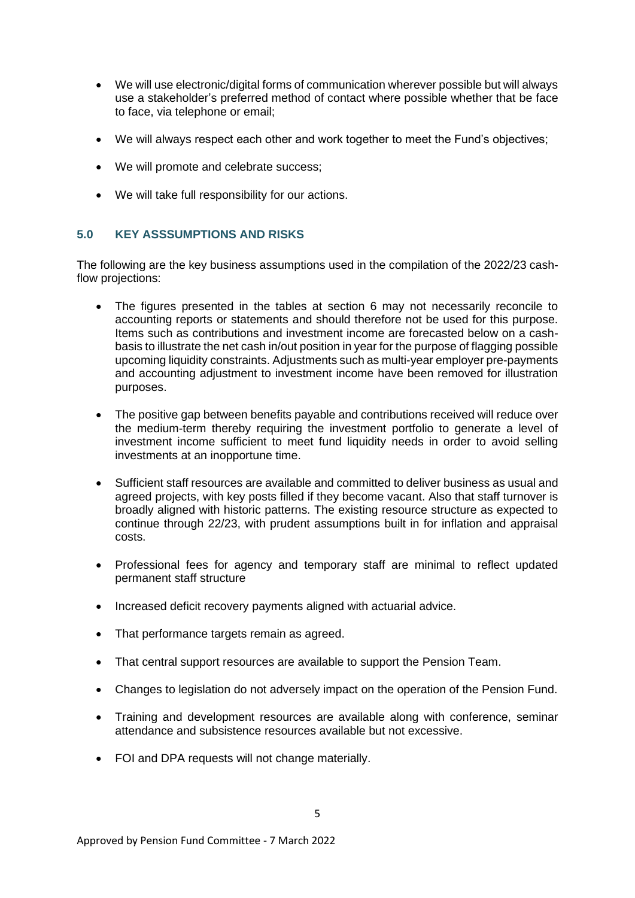- We will use electronic/digital forms of communication wherever possible but will always use a stakeholder's preferred method of contact where possible whether that be face to face, via telephone or email;

- We will always respect each other and work together to meet the Fund's objectives;

- We will promote and celebrate success;

- We will take full responsibility for our actions.

## 5.0 KEY ASSSUMPTIONS AND RISKS

The following are the key business assumptions used in the compilation of the 2022/23 cash-flow projections:

- The figures presented in the tables at section 6 may not necessarily reconcile to accounting reports or statements and should therefore not be used for this purpose. Items such as contributions and investment income are forecasted below on a cash-basis to illustrate the net cash in/out position in year for the purpose of flagging possible upcoming liquidity constraints. Adjustments such as multi-year employer pre-payments and accounting adjustment to investment income have been removed for illustration purposes.

- The positive gap between benefits payable and contributions received will reduce over the medium-term thereby requiring the investment portfolio to generate a level of investment income sufficient to meet fund liquidity needs in order to avoid selling investments at an inopportune time.

- Sufficient staff resources are available and committed to deliver business as usual and agreed projects, with key posts filled if they become vacant. Also that staff turnover is broadly aligned with historic patterns. The existing resource structure as expected to continue through 22/23, with prudent assumptions built in for inflation and appraisal costs.

- Professional fees for agency and temporary staff are minimal to reflect updated permanent staff structure

- Increased deficit recovery payments aligned with actuarial advice.

- That performance targets remain as agreed.

- That central support resources are available to support the Pension Team.

- Changes to legislation do not adversely impact on the operation of the Pension Fund.

- Training and development resources are available along with conference, seminar attendance and subsistence resources available but not excessive.

- FOI and DPA requests will not change materially.

Approved by Pension Fund Committee - 7 March 2022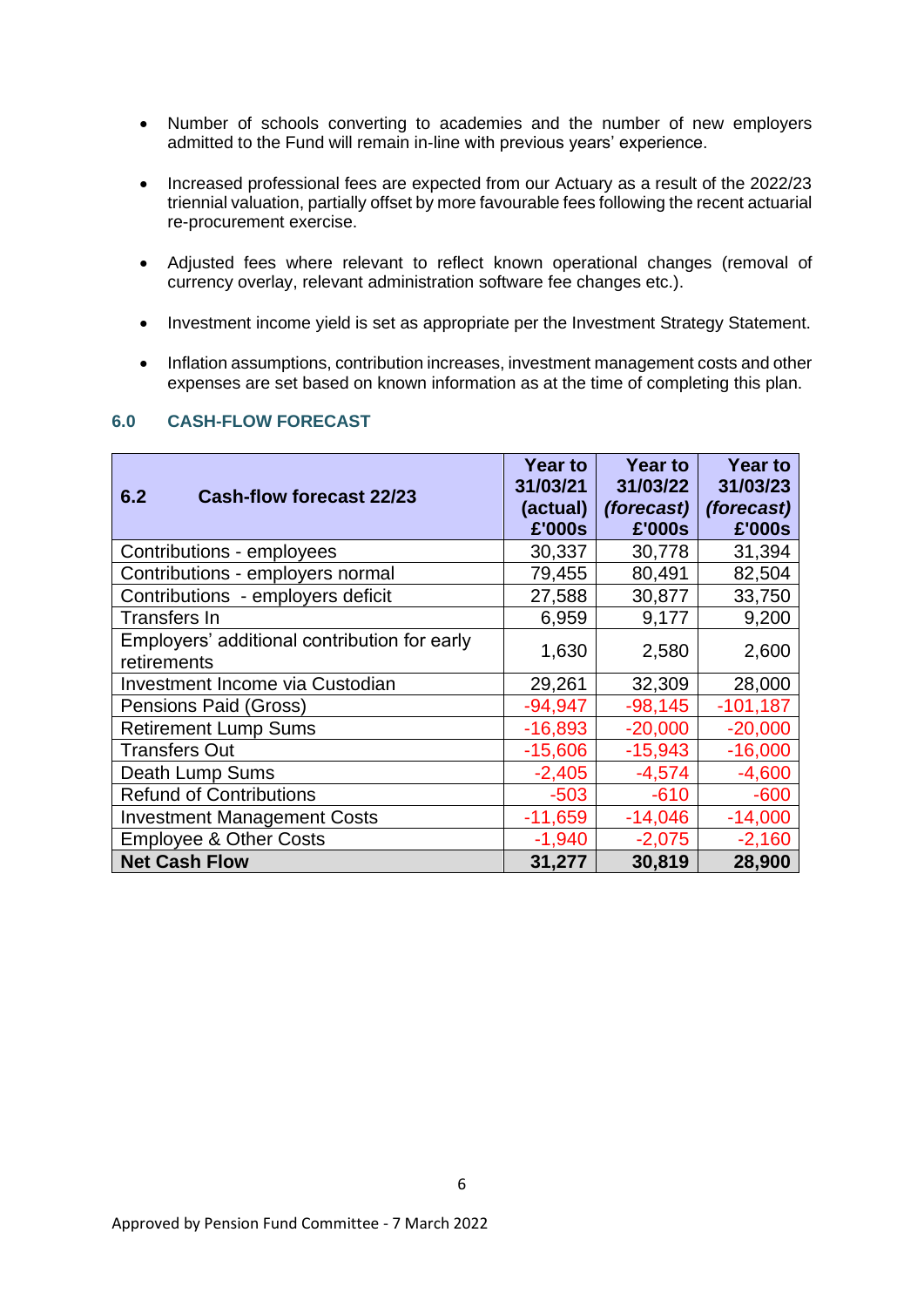- Number of schools converting to academies and the number of new employers admitted to the Fund will remain in-line with previous years' experience.

- Increased professional fees are expected from our Actuary as a result of the 2022/23 triennial valuation, partially offset by more favourable fees following the recent actuarial re-procurement exercise.

- Adjusted fees where relevant to reflect known operational changes (removal of currency overlay, relevant administration software fee changes etc.).

- Investment income yield is set as appropriate per the Investment Strategy Statement.

- Inflation assumptions, contribution increases, investment management costs and other expenses are set based on known information as at the time of completing this plan.

## 6.0 CASH-FLOW FORECAST

| **6.2 Cash-flow forecast 22/23** | **Year to 31/03/21 (actual) £'000s** | **Year to 31/03/22 *(forecast)* £'000s** | **Year to 31/03/23 *(forecast)* £'000s** |
|---|---|---|---|
| Contributions - employees | 30,337 | 30,778 | 31,394 |
| Contributions - employers normal | 79,455 | 80,491 | 82,504 |
| Contributions - employers deficit | 27,588 | 30,877 | 33,750 |
| Transfers In | 6,959 | 9,177 | 9,200 |
| Employers' additional contribution for early retirements | 1,630 | 2,580 | 2,600 |
| Investment Income via Custodian | 29,261 | 32,309 | 28,000 |
| Pensions Paid (Gross) | -94,947 | -98,145 | -101,187 |
| Retirement Lump Sums | -16,893 | -20,000 | -20,000 |
| Transfers Out | -15,606 | -15,943 | -16,000 |
| Death Lump Sums | -2,405 | -4,574 | -4,600 |
| Refund of Contributions | -503 | -610 | -600 |
| Investment Management Costs | -11,659 | -14,046 | -14,000 |
| Employee & Other Costs | -1,940 | -2,075 | -2,160 |
| **Net Cash Flow** | **31,277** | **30,819** | **28,900** |

Approved by Pension Fund Committee - 7 March 2022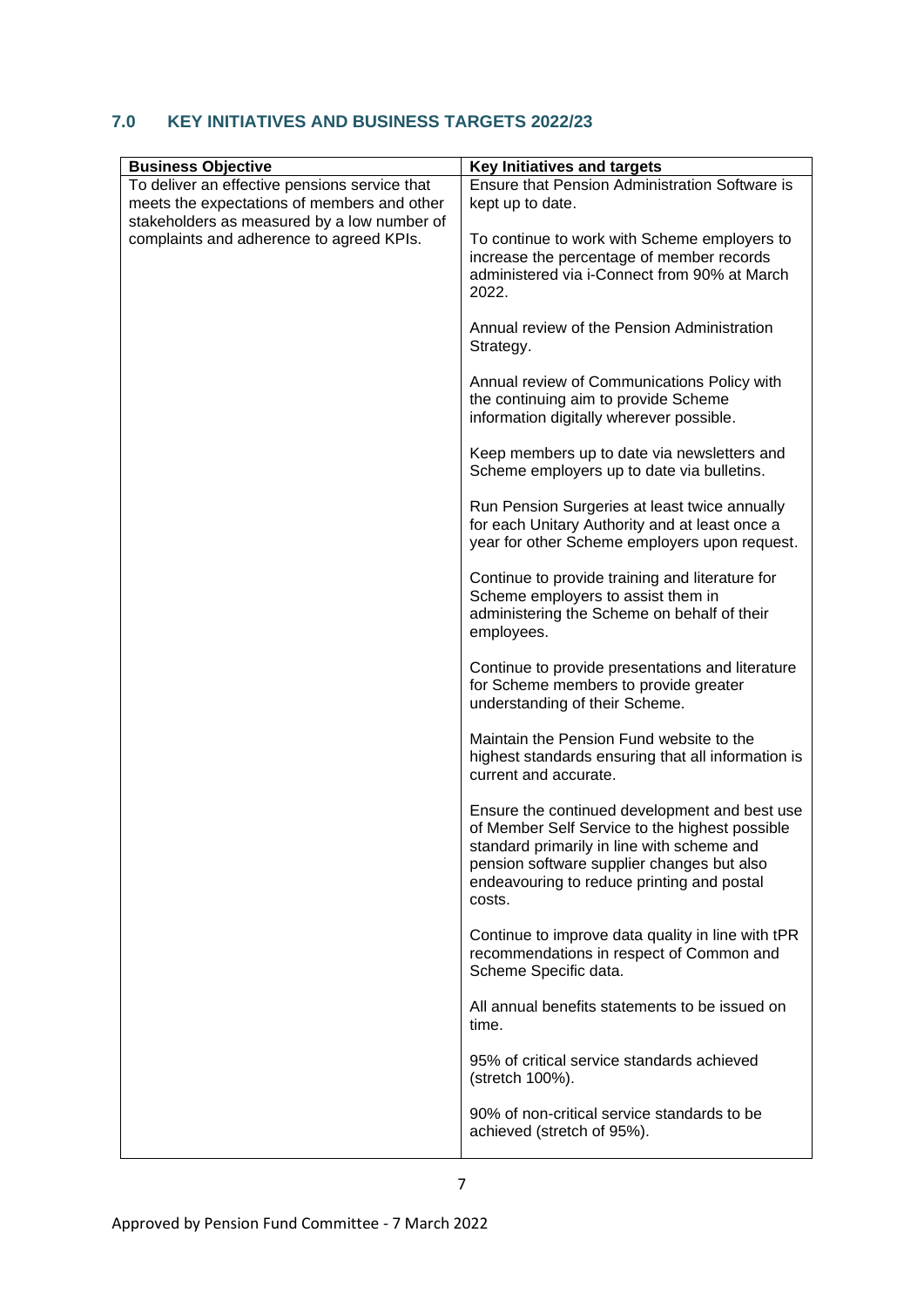## 7.0 KEY INITIATIVES AND BUSINESS TARGETS 2022/23

| Business Objective | Key Initiatives and targets |
| --- | --- |
| To deliver an effective pensions service that meets the expectations of members and other stakeholders as measured by a low number of complaints and adherence to agreed KPIs. | Ensure that Pension Administration Software is kept up to date.<br><br>To continue to work with Scheme employers to increase the percentage of member records administered via i-Connect from 90% at March 2022.<br><br>Annual review of the Pension Administration Strategy.<br><br>Annual review of Communications Policy with the continuing aim to provide Scheme information digitally wherever possible.<br><br>Keep members up to date via newsletters and Scheme employers up to date via bulletins.<br><br>Run Pension Surgeries at least twice annually for each Unitary Authority and at least once a year for other Scheme employers upon request.<br><br>Continue to provide training and literature for Scheme employers to assist them in administering the Scheme on behalf of their employees.<br><br>Continue to provide presentations and literature for Scheme members to provide greater understanding of their Scheme.<br><br>Maintain the Pension Fund website to the highest standards ensuring that all information is current and accurate.<br><br>Ensure the continued development and best use of Member Self Service to the highest possible standard primarily in line with scheme and pension software supplier changes but also endeavouring to reduce printing and postal costs.<br><br>Continue to improve data quality in line with tPR recommendations in respect of Common and Scheme Specific data.<br><br>All annual benefits statements to be issued on time.<br><br>95% of critical service standards achieved (stretch 100%).<br><br>90% of non-critical service standards to be achieved (stretch of 95%). |

Approved by Pension Fund Committee - 7 March 2022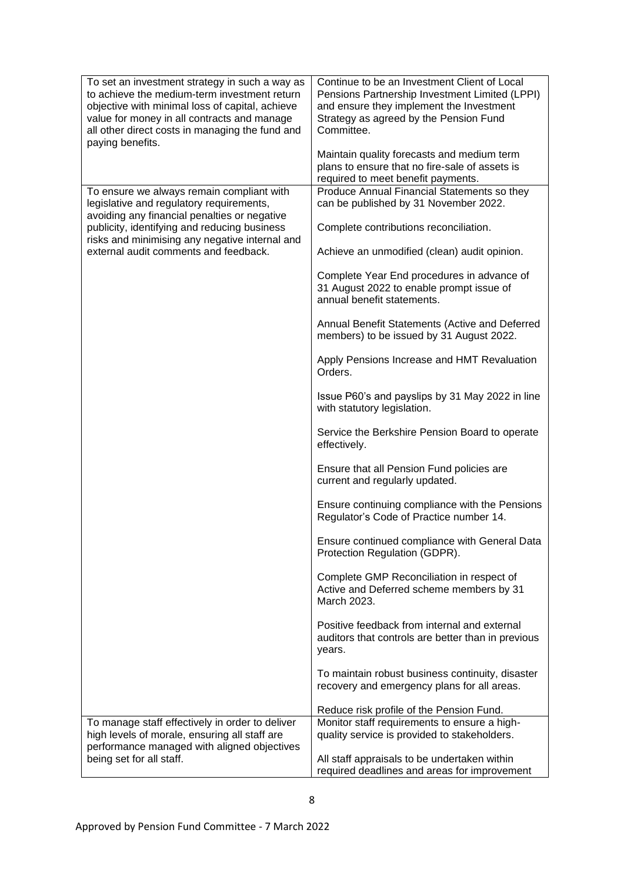| | |
|---|---|
| To set an investment strategy in such a way as to achieve the medium-term investment return objective with minimal loss of capital, achieve value for money in all contracts and manage all other direct costs in managing the fund and paying benefits. | Continue to be an Investment Client of Local Pensions Partnership Investment Limited (LPPI) and ensure they implement the Investment Strategy as agreed by the Pension Fund Committee.<br><br>Maintain quality forecasts and medium term plans to ensure that no fire-sale of assets is required to meet benefit payments. |
| To ensure we always remain compliant with legislative and regulatory requirements, avoiding any financial penalties or negative publicity, identifying and reducing business risks and minimising any negative internal and external audit comments and feedback. | Produce Annual Financial Statements so they can be published by 31 November 2022.<br><br>Complete contributions reconciliation.<br><br>Achieve an unmodified (clean) audit opinion.<br><br>Complete Year End procedures in advance of 31 August 2022 to enable prompt issue of annual benefit statements.<br><br>Annual Benefit Statements (Active and Deferred members) to be issued by 31 August 2022.<br><br>Apply Pensions Increase and HMT Revaluation Orders.<br><br>Issue P60's and payslips by 31 May 2022 in line with statutory legislation.<br><br>Service the Berkshire Pension Board to operate effectively.<br><br>Ensure that all Pension Fund policies are current and regularly updated.<br><br>Ensure continuing compliance with the Pensions Regulator's Code of Practice number 14.<br><br>Ensure continued compliance with General Data Protection Regulation (GDPR).<br><br>Complete GMP Reconciliation in respect of Active and Deferred scheme members by 31 March 2023.<br><br>Positive feedback from internal and external auditors that controls are better than in previous years.<br><br>To maintain robust business continuity, disaster recovery and emergency plans for all areas.<br><br>Reduce risk profile of the Pension Fund. |
| To manage staff effectively in order to deliver high levels of morale, ensuring all staff are performance managed with aligned objectives being set for all staff. | Monitor staff requirements to ensure a high-quality service is provided to stakeholders.<br><br>All staff appraisals to be undertaken within required deadlines and areas for improvement |

Approved by Pension Fund Committee - 7 March 2022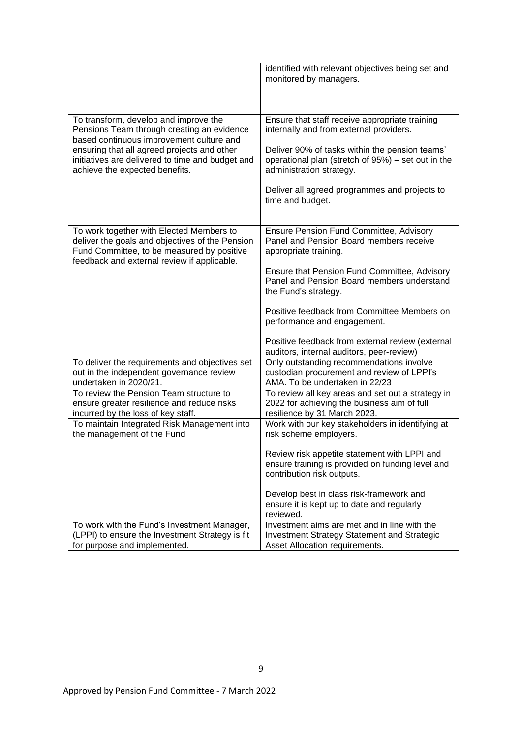| | |
|---|---|
| | identified with relevant objectives being set and monitored by managers. |
| To transform, develop and improve the Pensions Team through creating an evidence based continuous improvement culture and ensuring that all agreed projects and other initiatives are delivered to time and budget and achieve the expected benefits. | Ensure that staff receive appropriate training internally and from external providers.<br><br>Deliver 90% of tasks within the pension teams' operational plan (stretch of 95%) – set out in the administration strategy.<br><br>Deliver all agreed programmes and projects to time and budget. |
| To work together with Elected Members to deliver the goals and objectives of the Pension Fund Committee, to be measured by positive feedback and external review if applicable. | Ensure Pension Fund Committee, Advisory Panel and Pension Board members receive appropriate training.<br><br>Ensure that Pension Fund Committee, Advisory Panel and Pension Board members understand the Fund's strategy.<br><br>Positive feedback from Committee Members on performance and engagement.<br><br>Positive feedback from external review (external auditors, internal auditors, peer-review) |
| To deliver the requirements and objectives set out in the independent governance review undertaken in 2020/21. | Only outstanding recommendations involve custodian procurement and review of LPPI's AMA. To be undertaken in 22/23 |
| To review the Pension Team structure to ensure greater resilience and reduce risks incurred by the loss of key staff. | To review all key areas and set out a strategy in 2022 for achieving the business aim of full resilience by 31 March 2023. |
| To maintain Integrated Risk Management into the management of the Fund | Work with our key stakeholders in identifying at risk scheme employers.<br><br>Review risk appetite statement with LPPI and ensure training is provided on funding level and contribution risk outputs.<br><br>Develop best in class risk-framework and ensure it is kept up to date and regularly reviewed. |
| To work with the Fund's Investment Manager, (LPPI) to ensure the Investment Strategy is fit for purpose and implemented. | Investment aims are met and in line with the Investment Strategy Statement and Strategic Asset Allocation requirements. |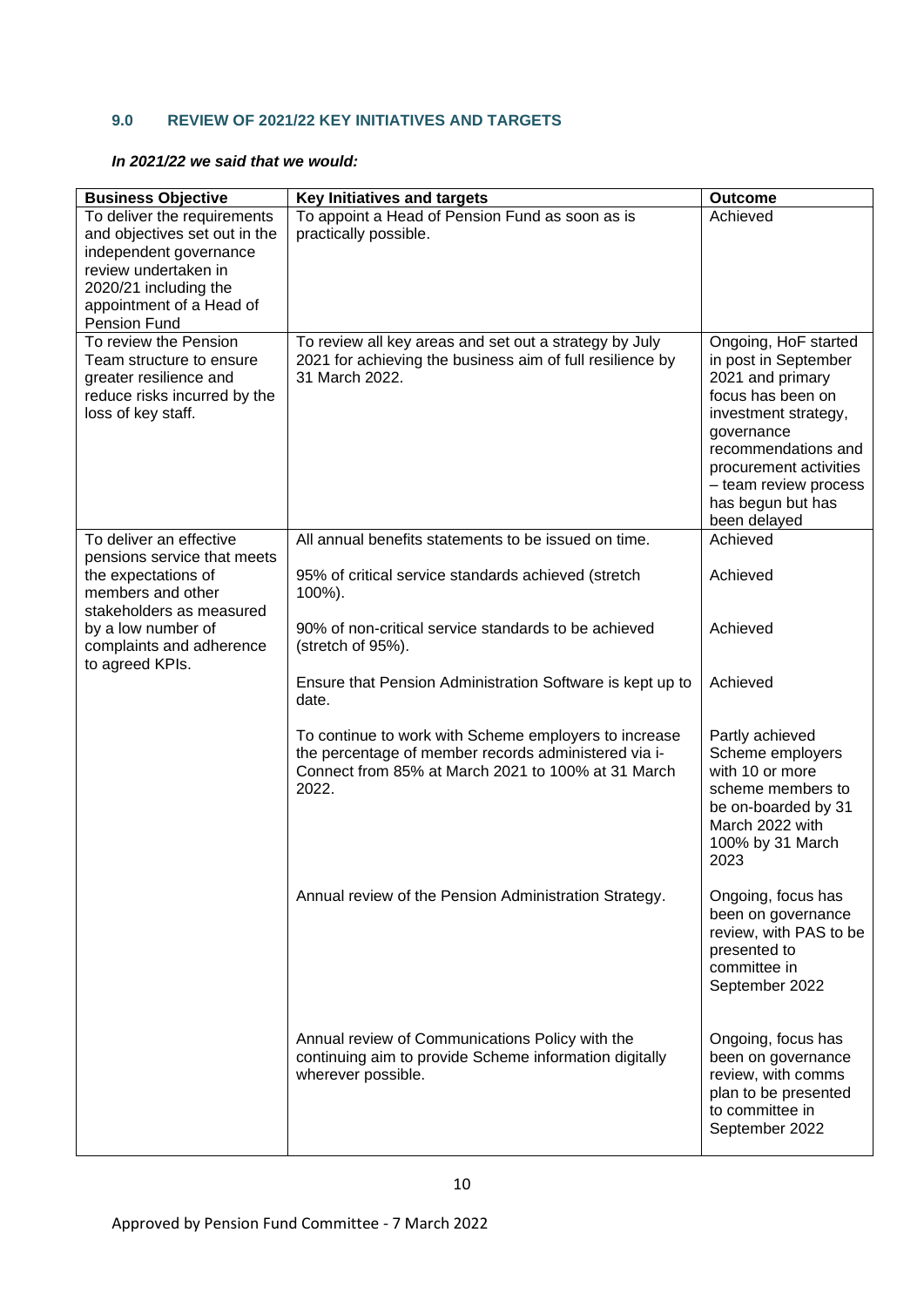## 9.0 REVIEW OF 2021/22 KEY INITIATIVES AND TARGETS

***In 2021/22 we said that we would:***

| Business Objective | Key Initiatives and targets | Outcome |
|---|---|---|
| To deliver the requirements and objectives set out in the independent governance review undertaken in 2020/21 including the appointment of a Head of Pension Fund | To appoint a Head of Pension Fund as soon as is practically possible. | Achieved |
| To review the Pension Team structure to ensure greater resilience and reduce risks incurred by the loss of key staff. | To review all key areas and set out a strategy by July 2021 for achieving the business aim of full resilience by 31 March 2022. | Ongoing, HoF started in post in September 2021 and primary focus has been on investment strategy, governance recommendations and procurement activities – team review process has begun but has been delayed |
| To deliver an effective pensions service that meets the expectations of members and other stakeholders as measured by a low number of complaints and adherence to agreed KPIs. | All annual benefits statements to be issued on time. | Achieved |
| | 95% of critical service standards achieved (stretch 100%). | Achieved |
| | 90% of non-critical service standards to be achieved (stretch of 95%). | Achieved |
| | Ensure that Pension Administration Software is kept up to date. | Achieved |
| | To continue to work with Scheme employers to increase the percentage of member records administered via i-Connect from 85% at March 2021 to 100% at 31 March 2022. | Partly achieved Scheme employers with 10 or more scheme members to be on-boarded by 31 March 2022 with 100% by 31 March 2023 |
| | Annual review of the Pension Administration Strategy. | Ongoing, focus has been on governance review, with PAS to be presented to committee in September 2022 |
| | Annual review of Communications Policy with the continuing aim to provide Scheme information digitally wherever possible. | Ongoing, focus has been on governance review, with comms plan to be presented to committee in September 2022 |

Approved by Pension Fund Committee - 7 March 2022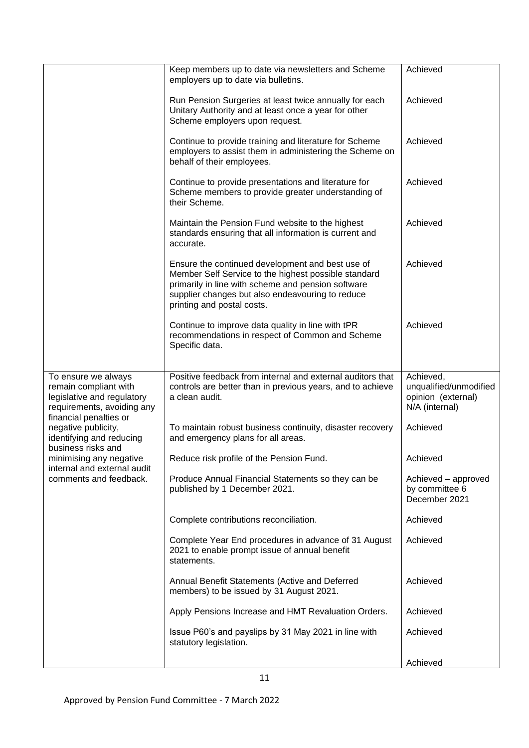| | | |
|---|---|---|
| | Keep members up to date via newsletters and Scheme employers up to date via bulletins. | Achieved |
| | Run Pension Surgeries at least twice annually for each Unitary Authority and at least once a year for other Scheme employers upon request. | Achieved |
| | Continue to provide training and literature for Scheme employers to assist them in administering the Scheme on behalf of their employees. | Achieved |
| | Continue to provide presentations and literature for Scheme members to provide greater understanding of their Scheme. | Achieved |
| | Maintain the Pension Fund website to the highest standards ensuring that all information is current and accurate. | Achieved |
| | Ensure the continued development and best use of Member Self Service to the highest possible standard primarily in line with scheme and pension software supplier changes but also endeavouring to reduce printing and postal costs. | Achieved |
| | Continue to improve data quality in line with tPR recommendations in respect of Common and Scheme Specific data. | Achieved |
| To ensure we always remain compliant with legislative and regulatory requirements, avoiding any financial penalties or negative publicity, identifying and reducing business risks and minimising any negative internal and external audit comments and feedback. | Positive feedback from internal and external auditors that controls are better than in previous years, and to achieve a clean audit. | Achieved, unqualified/unmodified opinion (external) N/A (internal) |
| | To maintain robust business continuity, disaster recovery and emergency plans for all areas. | Achieved |
| | Reduce risk profile of the Pension Fund. | Achieved |
| | Produce Annual Financial Statements so they can be published by 1 December 2021. | Achieved – approved by committee 6 December 2021 |
| | Complete contributions reconciliation. | Achieved |
| | Complete Year End procedures in advance of 31 August 2021 to enable prompt issue of annual benefit statements. | Achieved |
| | Annual Benefit Statements (Active and Deferred members) to be issued by 31 August 2021. | Achieved |
| | Apply Pensions Increase and HMT Revaluation Orders. | Achieved |
| | Issue P60's and payslips by 31 May 2021 in line with statutory legislation. | Achieved |
| | | Achieved |

Approved by Pension Fund Committee - 7 March 2022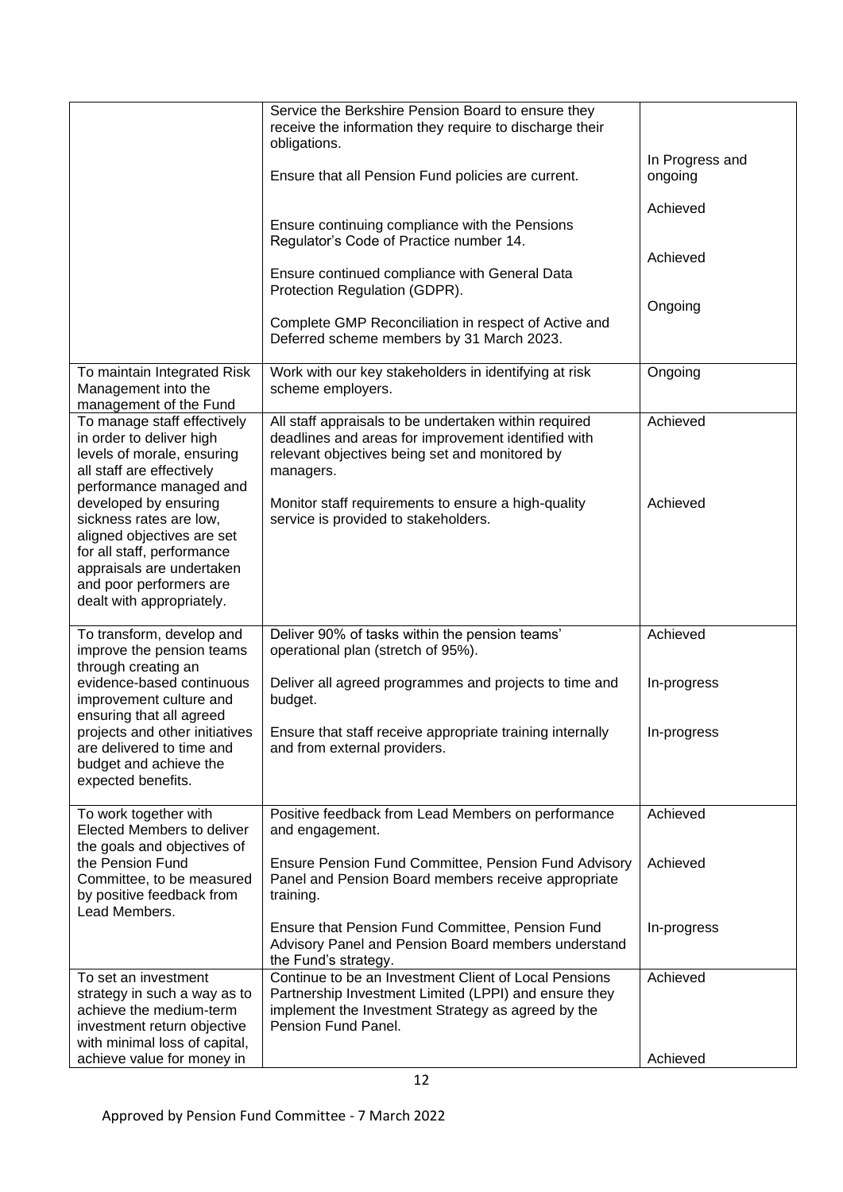| | | |
|---|---|---|
| | Service the Berkshire Pension Board to ensure they receive the information they require to discharge their obligations. | |
| | Ensure that all Pension Fund policies are current. | In Progress and ongoing |
| | Ensure continuing compliance with the Pensions Regulator's Code of Practice number 14. | Achieved |
| | Ensure continued compliance with General Data Protection Regulation (GDPR). | Achieved |
| | Complete GMP Reconciliation in respect of Active and Deferred scheme members by 31 March 2023. | Ongoing |
| To maintain Integrated Risk Management into the management of the Fund | Work with our key stakeholders in identifying at risk scheme employers. | Ongoing |
| To manage staff effectively in order to deliver high levels of morale, ensuring all staff are effectively performance managed and developed by ensuring sickness rates are low, aligned objectives are set for all staff, performance appraisals are undertaken and poor performers are dealt with appropriately. | All staff appraisals to be undertaken within required deadlines and areas for improvement identified with relevant objectives being set and monitored by managers. | Achieved |
| | Monitor staff requirements to ensure a high-quality service is provided to stakeholders. | Achieved |
| To transform, develop and improve the pension teams through creating an evidence-based continuous improvement culture and ensuring that all agreed projects and other initiatives are delivered to time and budget and achieve the expected benefits. | Deliver 90% of tasks within the pension teams' operational plan (stretch of 95%). | Achieved |
| | Deliver all agreed programmes and projects to time and budget. | In-progress |
| | Ensure that staff receive appropriate training internally and from external providers. | In-progress |
| To work together with Elected Members to deliver the goals and objectives of the Pension Fund Committee, to be measured by positive feedback from Lead Members. | Positive feedback from Lead Members on performance and engagement. | Achieved |
| | Ensure Pension Fund Committee, Pension Fund Advisory Panel and Pension Board members receive appropriate training. | Achieved |
| | Ensure that Pension Fund Committee, Pension Fund Advisory Panel and Pension Board members understand the Fund's strategy. | In-progress |
| To set an investment strategy in such a way as to achieve the medium-term investment return objective with minimal loss of capital, achieve value for money in | Continue to be an Investment Client of Local Pensions Partnership Investment Limited (LPPI) and ensure they implement the Investment Strategy as agreed by the Pension Fund Panel. | Achieved |
| | | Achieved |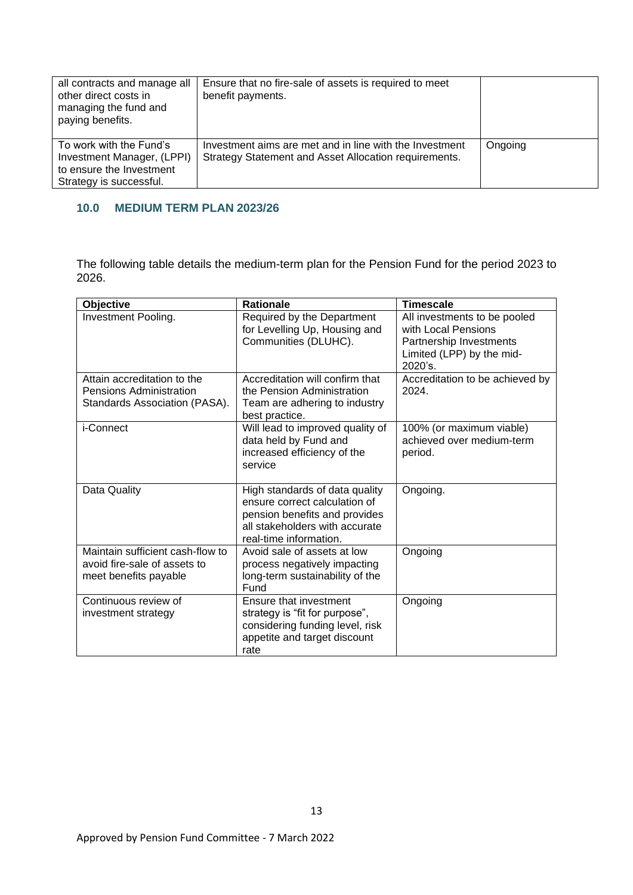| | | |
|---|---|---|
| all contracts and manage all other direct costs in managing the fund and paying benefits. | Ensure that no fire-sale of assets is required to meet benefit payments. | |
| To work with the Fund's Investment Manager, (LPPI) to ensure the Investment Strategy is successful. | Investment aims are met and in line with the Investment Strategy Statement and Asset Allocation requirements. | Ongoing |

### 10.0 MEDIUM TERM PLAN 2023/26

The following table details the medium-term plan for the Pension Fund for the period 2023 to 2026.

| Objective | Rationale | Timescale |
|---|---|---|
| Investment Pooling. | Required by the Department for Levelling Up, Housing and Communities (DLUHC). | All investments to be pooled with Local Pensions Partnership Investments Limited (LPP) by the mid-2020's. |
| Attain accreditation to the Pensions Administration Standards Association (PASA). | Accreditation will confirm that the Pension Administration Team are adhering to industry best practice. | Accreditation to be achieved by 2024. |
| i-Connect | Will lead to improved quality of data held by Fund and increased efficiency of the service | 100% (or maximum viable) achieved over medium-term period. |
| Data Quality | High standards of data quality ensure correct calculation of pension benefits and provides all stakeholders with accurate real-time information. | Ongoing. |
| Maintain sufficient cash-flow to avoid fire-sale of assets to meet benefits payable | Avoid sale of assets at low process negatively impacting long-term sustainability of the Fund | Ongoing |
| Continuous review of investment strategy | Ensure that investment strategy is "fit for purpose", considering funding level, risk appetite and target discount rate | Ongoing |

Approved by Pension Fund Committee - 7 March 2022